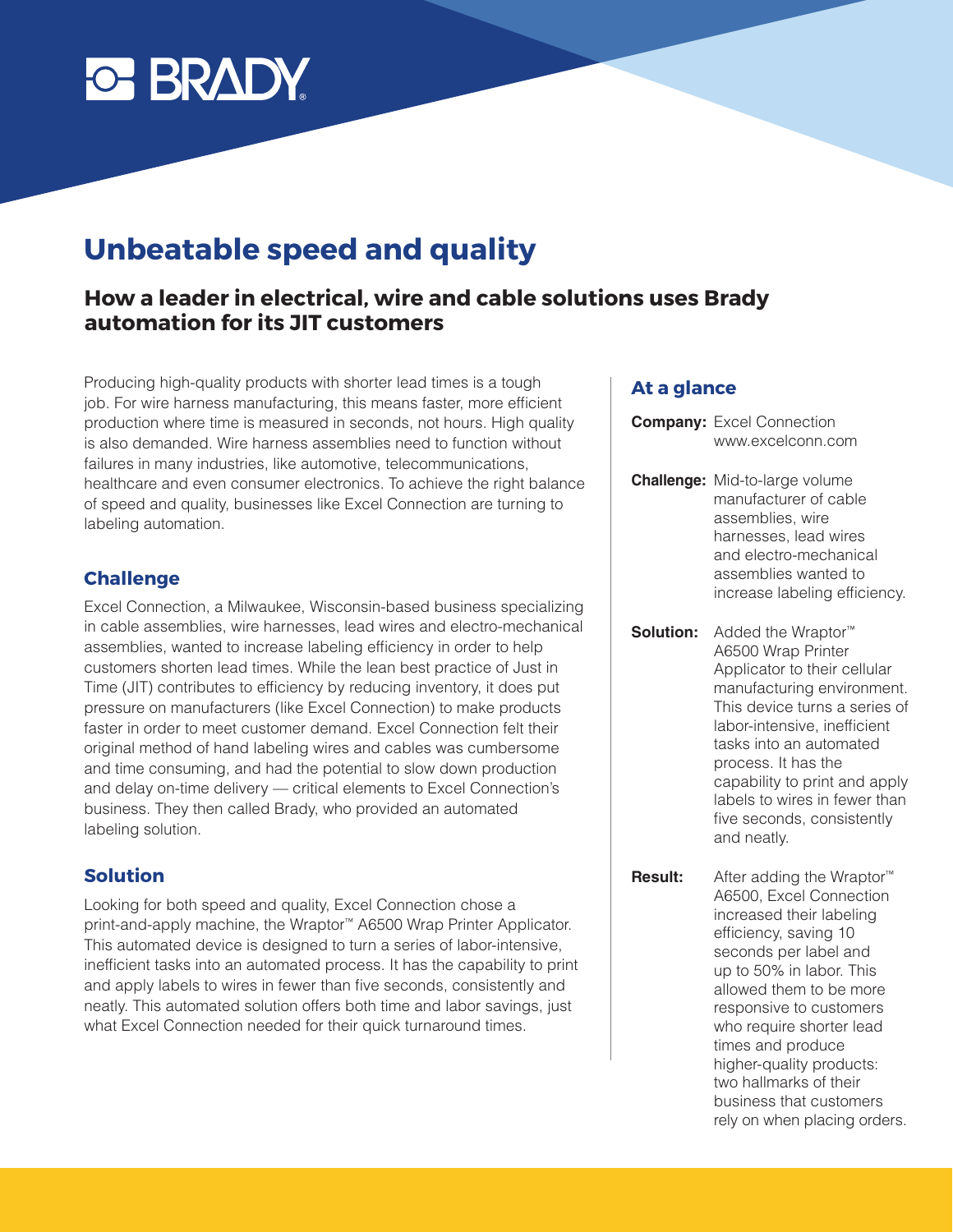BRADY

# Unbeatable speed and quality

## How a leader in electrical, wire and cable solutions uses Brady automation for its JIT customers

Producing high-quality products with shorter lead times is a tough job. For wire harness manufacturing, this means faster, more efficient production where time is measured in seconds, not hours. High quality is also demanded. Wire harness assemblies need to function without failures in many industries, like automotive, telecommunications, healthcare and even consumer electronics. To achieve the right balance of speed and quality, businesses like Excel Connection are turning to labeling automation.

### Challenge

Excel Connection, a Milwaukee, Wisconsin-based business specializing in cable assemblies, wire harnesses, lead wires and electro-mechanical assemblies, wanted to increase labeling efficiency in order to help customers shorten lead times. While the lean best practice of Just in Time (JIT) contributes to efficiency by reducing inventory, it does put pressure on manufacturers (like Excel Connection) to make products faster in order to meet customer demand. Excel Connection felt their original method of hand labeling wires and cables was cumbersome and time consuming, and had the potential to slow down production and delay on-time delivery — critical elements to Excel Connection's business. They then called Brady, who provided an automated labeling solution.

### Solution

Looking for both speed and quality, Excel Connection chose a print-and-apply machine, the Wraptor™ A6500 Wrap Printer Applicator. This automated device is designed to turn a series of labor-intensive, inefficient tasks into an automated process. It has the capability to print and apply labels to wires in fewer than five seconds, consistently and neatly. This automated solution offers both time and labor savings, just what Excel Connection needed for their quick turnaround times.

### At a glance

**Company:** Excel Connection
www.excelconn.com

**Challenge:** Mid-to-large volume manufacturer of cable assemblies, wire harnesses, lead wires and electro-mechanical assemblies wanted to increase labeling efficiency.

**Solution:** Added the Wraptor™ A6500 Wrap Printer Applicator to their cellular manufacturing environment. This device turns a series of labor-intensive, inefficient tasks into an automated process. It has the capability to print and apply labels to wires in fewer than five seconds, consistently and neatly.

**Result:** After adding the Wraptor™ A6500, Excel Connection increased their labeling efficiency, saving 10 seconds per label and up to 50% in labor. This allowed them to be more responsive to customers who require shorter lead times and produce higher-quality products: two hallmarks of their business that customers rely on when placing orders.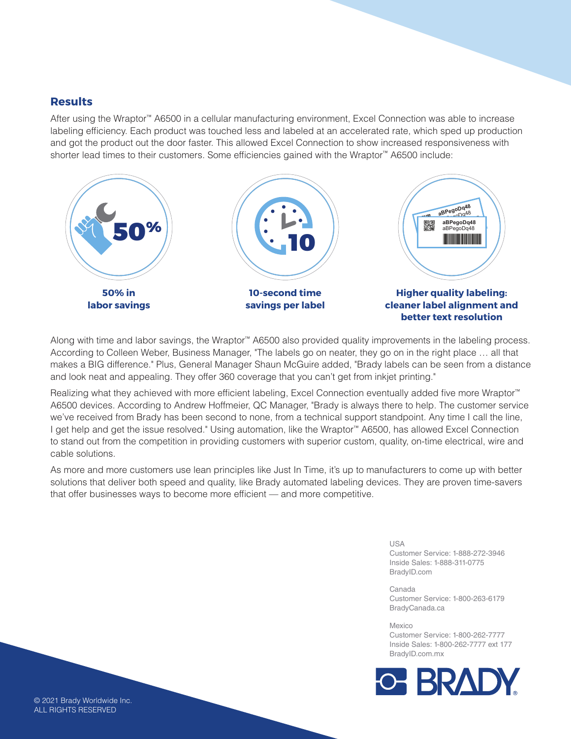## Results

After using the Wraptor™ A6500 in a cellular manufacturing environment, Excel Connection was able to increase labeling efficiency. Each product was touched less and labeled at an accelerated rate, which sped up production and got the product out the door faster. This allowed Excel Connection to show increased responsiveness with shorter lead times to their customers. Some efficiencies gained with the Wraptor™ A6500 include:

50%

**50% in labor savings**

10

**10-second time savings per label**

**Higher quality labeling: cleaner label alignment and better text resolution**

Along with time and labor savings, the Wraptor™ A6500 also provided quality improvements in the labeling process. According to Colleen Weber, Business Manager, "The labels go on neater, they go on in the right place … all that makes a BIG difference." Plus, General Manager Shaun McGuire added, "Brady labels can be seen from a distance and look neat and appealing. They offer 360 coverage that you can't get from inkjet printing."

Realizing what they achieved with more efficient labeling, Excel Connection eventually added five more Wraptor™ A6500 devices. According to Andrew Hoffmeier, QC Manager, "Brady is always there to help. The customer service we've received from Brady has been second to none, from a technical support standpoint. Any time I call the line, I get help and get the issue resolved." Using automation, like the Wraptor™ A6500, has allowed Excel Connection to stand out from the competition in providing customers with superior custom, quality, on-time electrical, wire and cable solutions.

As more and more customers use lean principles like Just In Time, it's up to manufacturers to come up with better solutions that deliver both speed and quality, like Brady automated labeling devices. They are proven time-savers that offer businesses ways to become more efficient — and more competitive.

USA
Customer Service: 1-888-272-3946
Inside Sales: 1-888-311-0775
BradyID.com

Canada
Customer Service: 1-800-263-6179
BradyCanada.ca

Mexico
Customer Service: 1-800-262-7777
Inside Sales: 1-800-262-7777 ext 177
BradyID.com.mx

BRADY

© 2021 Brady Worldwide Inc.
ALL RIGHTS RESERVED